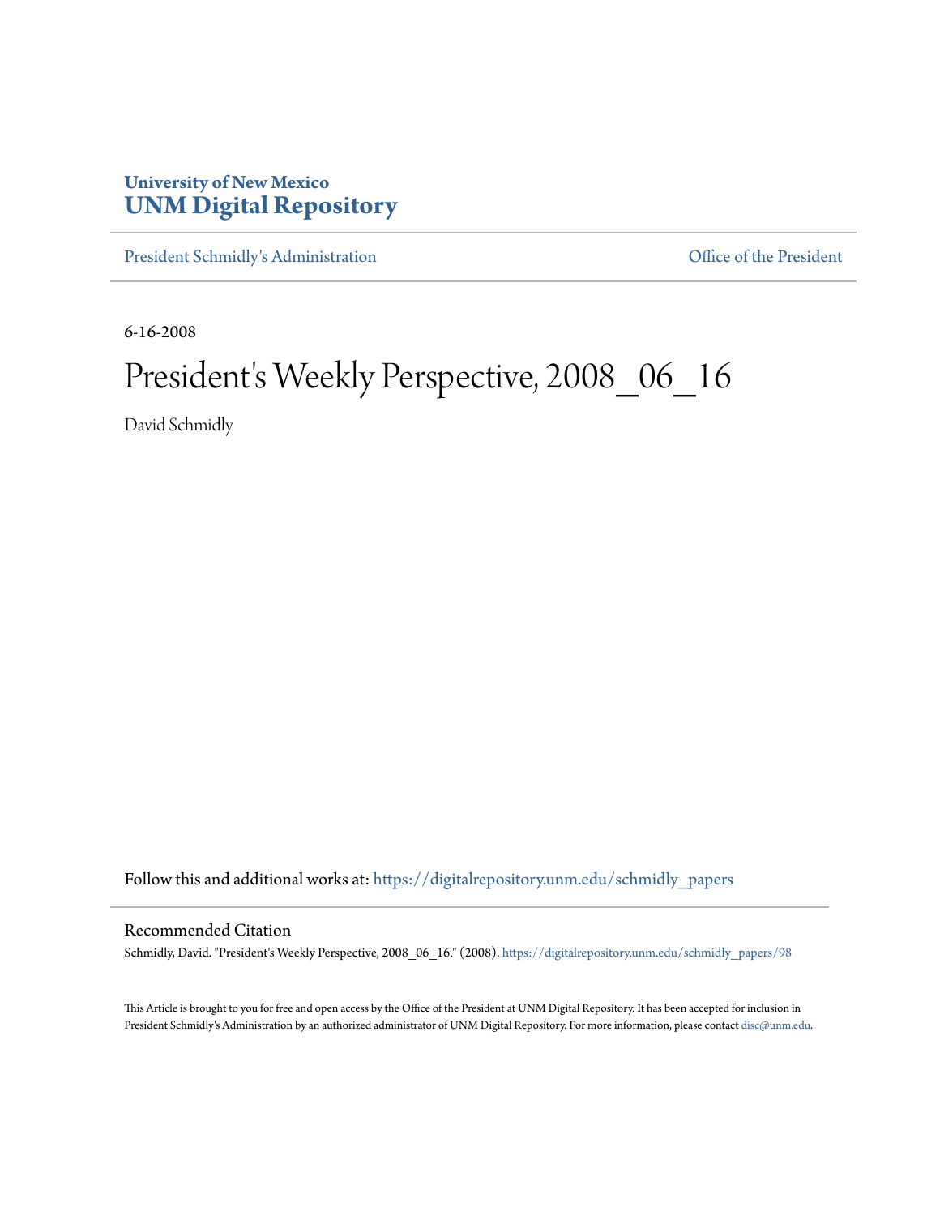# University of New Mexico
# UNM Digital Repository

President Schmidly's Administration

Office of the President

6-16-2008

# President's Weekly Perspective, 2008_06_16

David Schmidly

Follow this and additional works at: https://digitalrepository.unm.edu/schmidly_papers

## Recommended Citation

Schmidly, David. "President's Weekly Perspective, 2008_06_16." (2008). https://digitalrepository.unm.edu/schmidly_papers/98

This Article is brought to you for free and open access by the Office of the President at UNM Digital Repository. It has been accepted for inclusion in President Schmidly's Administration by an authorized administrator of UNM Digital Repository. For more information, please contact disc@unm.edu.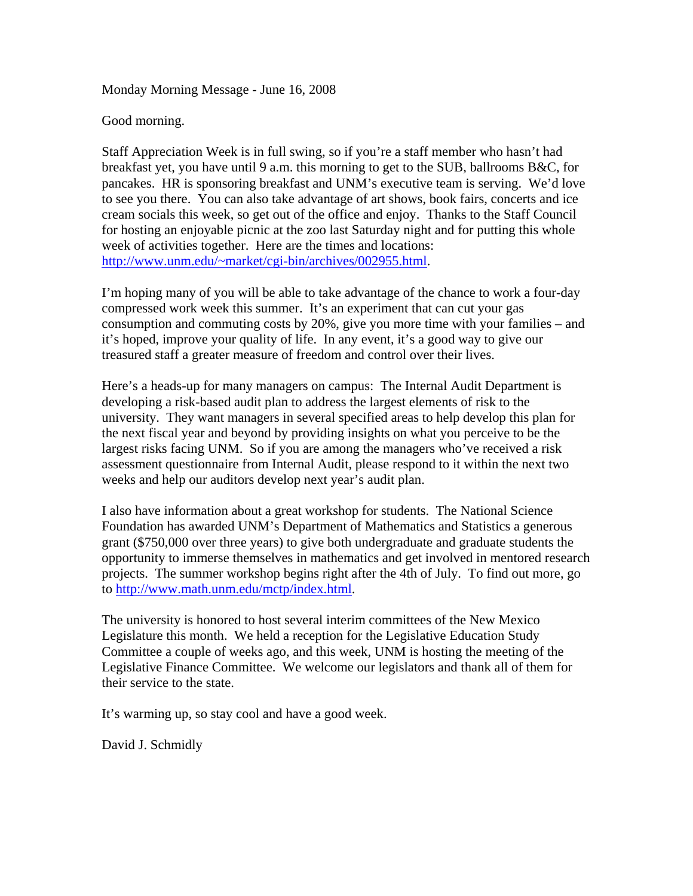Monday Morning Message - June 16, 2008

Good morning.

Staff Appreciation Week is in full swing, so if you're a staff member who hasn't had breakfast yet, you have until 9 a.m. this morning to get to the SUB, ballrooms B&C, for pancakes. HR is sponsoring breakfast and UNM's executive team is serving. We'd love to see you there. You can also take advantage of art shows, book fairs, concerts and ice cream socials this week, so get out of the office and enjoy. Thanks to the Staff Council for hosting an enjoyable picnic at the zoo last Saturday night and for putting this whole week of activities together. Here are the times and locations: http://www.unm.edu/~market/cgi-bin/archives/002955.html.

I'm hoping many of you will be able to take advantage of the chance to work a four-day compressed work week this summer. It's an experiment that can cut your gas consumption and commuting costs by 20%, give you more time with your families – and it's hoped, improve your quality of life. In any event, it's a good way to give our treasured staff a greater measure of freedom and control over their lives.

Here's a heads-up for many managers on campus: The Internal Audit Department is developing a risk-based audit plan to address the largest elements of risk to the university. They want managers in several specified areas to help develop this plan for the next fiscal year and beyond by providing insights on what you perceive to be the largest risks facing UNM. So if you are among the managers who've received a risk assessment questionnaire from Internal Audit, please respond to it within the next two weeks and help our auditors develop next year's audit plan.

I also have information about a great workshop for students. The National Science Foundation has awarded UNM's Department of Mathematics and Statistics a generous grant ($750,000 over three years) to give both undergraduate and graduate students the opportunity to immerse themselves in mathematics and get involved in mentored research projects. The summer workshop begins right after the 4th of July. To find out more, go to http://www.math.unm.edu/mctp/index.html.

The university is honored to host several interim committees of the New Mexico Legislature this month. We held a reception for the Legislative Education Study Committee a couple of weeks ago, and this week, UNM is hosting the meeting of the Legislative Finance Committee. We welcome our legislators and thank all of them for their service to the state.

It's warming up, so stay cool and have a good week.

David J. Schmidly